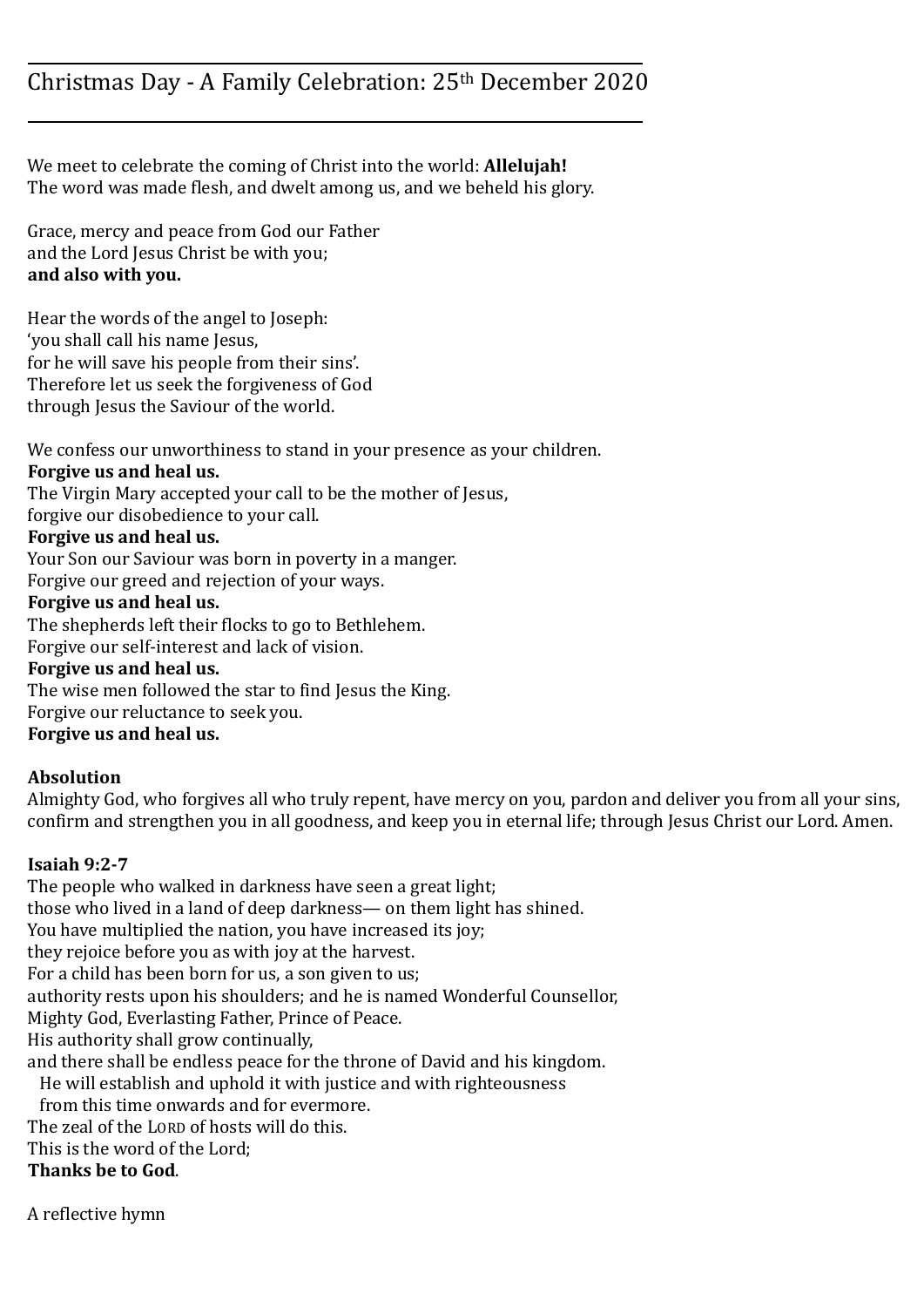# Christmas Day - A Family Celebration: 25th December 2020

We meet to celebrate the coming of Christ into the world: **Allelujah!**
The word was made flesh, and dwelt among us, and we beheld his glory.

Grace, mercy and peace from God our Father
and the Lord Jesus Christ be with you;
**and also with you.**

Hear the words of the angel to Joseph:
'you shall call his name Jesus,
for he will save his people from their sins'.
Therefore let us seek the forgiveness of God
through Jesus the Saviour of the world.

We confess our unworthiness to stand in your presence as your children.
**Forgive us and heal us.**
The Virgin Mary accepted your call to be the mother of Jesus,
forgive our disobedience to your call.
**Forgive us and heal us.**
Your Son our Saviour was born in poverty in a manger.
Forgive our greed and rejection of your ways.
**Forgive us and heal us.**
The shepherds left their flocks to go to Bethlehem.
Forgive our self-interest and lack of vision.
**Forgive us and heal us.**
The wise men followed the star to find Jesus the King.
Forgive our reluctance to seek you.
**Forgive us and heal us.**

**Absolution**
Almighty God, who forgives all who truly repent, have mercy on you, pardon and deliver you from all your sins, confirm and strengthen you in all goodness, and keep you in eternal life; through Jesus Christ our Lord. Amen.

**Isaiah 9:2-7**
The people who walked in darkness have seen a great light;
those who lived in a land of deep darkness— on them light has shined.
You have multiplied the nation, you have increased its joy;
they rejoice before you as with joy at the harvest.
For a child has been born for us, a son given to us;
authority rests upon his shoulders; and he is named Wonderful Counsellor,
Mighty God, Everlasting Father, Prince of Peace.
His authority shall grow continually,
and there shall be endless peace for the throne of David and his kingdom.
He will establish and uphold it with justice and with righteousness
from this time onwards and for evermore.
The zeal of the LORD of hosts will do this.
This is the word of the Lord;
**Thanks be to God**.

A reflective hymn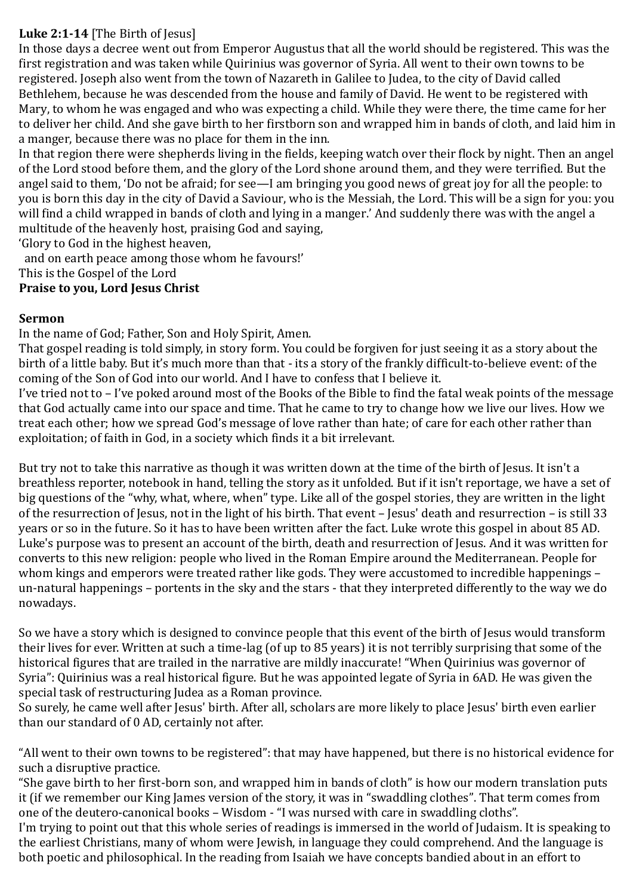**Luke 2:1-14** [The Birth of Jesus]

In those days a decree went out from Emperor Augustus that all the world should be registered. This was the first registration and was taken while Quirinius was governor of Syria. All went to their own towns to be registered. Joseph also went from the town of Nazareth in Galilee to Judea, to the city of David called Bethlehem, because he was descended from the house and family of David. He went to be registered with Mary, to whom he was engaged and who was expecting a child. While they were there, the time came for her to deliver her child. And she gave birth to her firstborn son and wrapped him in bands of cloth, and laid him in a manger, because there was no place for them in the inn.

In that region there were shepherds living in the fields, keeping watch over their flock by night. Then an angel of the Lord stood before them, and the glory of the Lord shone around them, and they were terrified. But the angel said to them, 'Do not be afraid; for see—I am bringing you good news of great joy for all the people: to you is born this day in the city of David a Saviour, who is the Messiah, the Lord. This will be a sign for you: you will find a child wrapped in bands of cloth and lying in a manger.' And suddenly there was with the angel a multitude of the heavenly host, praising God and saying,

'Glory to God in the highest heaven,
  and on earth peace among those whom he favours!'

This is the Gospel of the Lord
**Praise to you, Lord Jesus Christ**

**Sermon**

In the name of God; Father, Son and Holy Spirit, Amen.

That gospel reading is told simply, in story form. You could be forgiven for just seeing it as a story about the birth of a little baby. But it's much more than that - its a story of the frankly difficult-to-believe event: of the coming of the Son of God into our world. And I have to confess that I believe it.

I've tried not to – I've poked around most of the Books of the Bible to find the fatal weak points of the message that God actually came into our space and time. That he came to try to change how we live our lives. How we treat each other; how we spread God's message of love rather than hate; of care for each other rather than exploitation; of faith in God, in a society which finds it a bit irrelevant.

But try not to take this narrative as though it was written down at the time of the birth of Jesus. It isn't a breathless reporter, notebook in hand, telling the story as it unfolded. But if it isn't reportage, we have a set of big questions of the "why, what, where, when" type. Like all of the gospel stories, they are written in the light of the resurrection of Jesus, not in the light of his birth. That event – Jesus' death and resurrection – is still 33 years or so in the future. So it has to have been written after the fact. Luke wrote this gospel in about 85 AD. Luke's purpose was to present an account of the birth, death and resurrection of Jesus. And it was written for converts to this new religion: people who lived in the Roman Empire around the Mediterranean. People for whom kings and emperors were treated rather like gods. They were accustomed to incredible happenings – un-natural happenings – portents in the sky and the stars - that they interpreted differently to the way we do nowadays.

So we have a story which is designed to convince people that this event of the birth of Jesus would transform their lives for ever. Written at such a time-lag (of up to 85 years) it is not terribly surprising that some of the historical figures that are trailed in the narrative are mildly inaccurate! "When Quirinius was governor of Syria": Quirinius was a real historical figure. But he was appointed legate of Syria in 6AD. He was given the special task of restructuring Judea as a Roman province.

So surely, he came well after Jesus' birth. After all, scholars are more likely to place Jesus' birth even earlier than our standard of 0 AD, certainly not after.

"All went to their own towns to be registered": that may have happened, but there is no historical evidence for such a disruptive practice.

"She gave birth to her first-born son, and wrapped him in bands of cloth" is how our modern translation puts it (if we remember our King James version of the story, it was in "swaddling clothes". That term comes from one of the deutero-canonical books – Wisdom - "I was nursed with care in swaddling cloths".

I'm trying to point out that this whole series of readings is immersed in the world of Judaism. It is speaking to the earliest Christians, many of whom were Jewish, in language they could comprehend. And the language is both poetic and philosophical. In the reading from Isaiah we have concepts bandied about in an effort to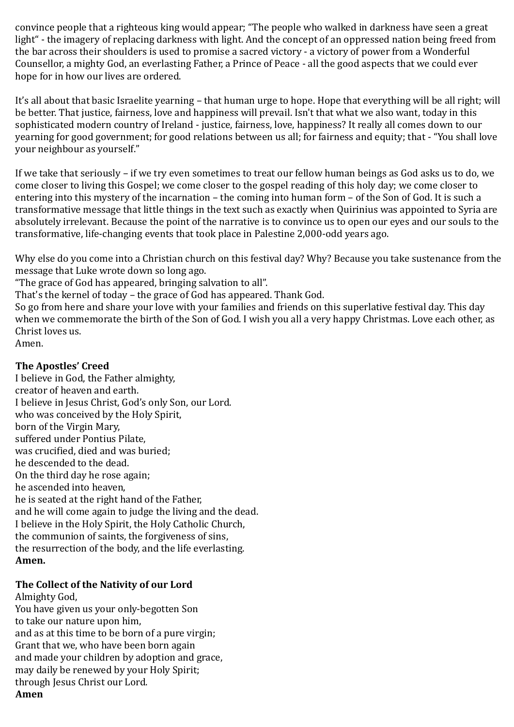convince people that a righteous king would appear; "The people who walked in darkness have seen a great light" - the imagery of replacing darkness with light. And the concept of an oppressed nation being freed from the bar across their shoulders is used to promise a sacred victory - a victory of power from a Wonderful Counsellor, a mighty God, an everlasting Father, a Prince of Peace - all the good aspects that we could ever hope for in how our lives are ordered.

It's all about that basic Israelite yearning – that human urge to hope. Hope that everything will be all right; will be better. That justice, fairness, love and happiness will prevail. Isn't that what we also want, today in this sophisticated modern country of Ireland - justice, fairness, love, happiness? It really all comes down to our yearning for good government; for good relations between us all; for fairness and equity; that - "You shall love your neighbour as yourself."

If we take that seriously – if we try even sometimes to treat our fellow human beings as God asks us to do, we come closer to living this Gospel; we come closer to the gospel reading of this holy day; we come closer to entering into this mystery of the incarnation – the coming into human form – of the Son of God. It is such a transformative message that little things in the text such as exactly when Quirinius was appointed to Syria are absolutely irrelevant. Because the point of the narrative is to convince us to open our eyes and our souls to the transformative, life-changing events that took place in Palestine 2,000-odd years ago.

Why else do you come into a Christian church on this festival day? Why? Because you take sustenance from the message that Luke wrote down so long ago.
"The grace of God has appeared, bringing salvation to all".
That's the kernel of today – the grace of God has appeared. Thank God.
So go from here and share your love with your families and friends on this superlative festival day. This day when we commemorate the birth of the Son of God. I wish you all a very happy Christmas. Love each other, as Christ loves us.
Amen.

**The Apostles' Creed**
I believe in God, the Father almighty,
creator of heaven and earth.
I believe in Jesus Christ, God's only Son, our Lord.
who was conceived by the Holy Spirit,
born of the Virgin Mary,
suffered under Pontius Pilate,
was crucified, died and was buried;
he descended to the dead.
On the third day he rose again;
he ascended into heaven,
he is seated at the right hand of the Father,
and he will come again to judge the living and the dead.
I believe in the Holy Spirit, the Holy Catholic Church,
the communion of saints, the forgiveness of sins,
the resurrection of the body, and the life everlasting.
**Amen.**

**The Collect of the Nativity of our Lord**
Almighty God,
You have given us your only-begotten Son
to take our nature upon him,
and as at this time to be born of a pure virgin;
Grant that we, who have been born again
and made your children by adoption and grace,
may daily be renewed by your Holy Spirit;
through Jesus Christ our Lord.
**Amen**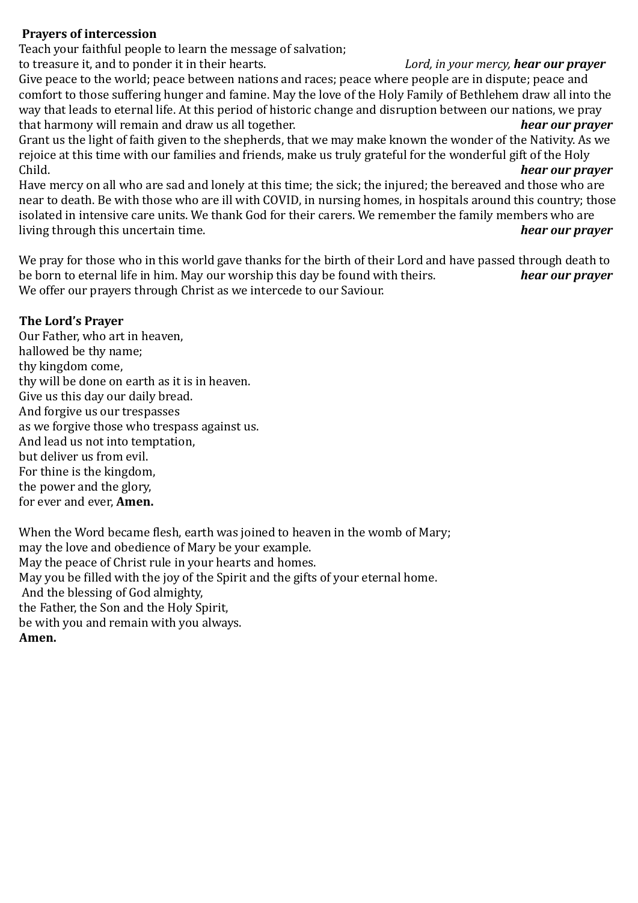**Prayers of intercession**

Teach your faithful people to learn the message of salvation;
to treasure it, and to ponder it in their hearts. *Lord, in your mercy,* ***hear our prayer***

Give peace to the world; peace between nations and races; peace where people are in dispute; peace and comfort to those suffering hunger and famine. May the love of the Holy Family of Bethlehem draw all into the way that leads to eternal life. At this period of historic change and disruption between our nations, we pray that harmony will remain and draw us all together. ***hear our prayer***

Grant us the light of faith given to the shepherds, that we may make known the wonder of the Nativity. As we rejoice at this time with our families and friends, make us truly grateful for the wonderful gift of the Holy Child. ***hear our prayer***

Have mercy on all who are sad and lonely at this time; the sick; the injured; the bereaved and those who are near to death. Be with those who are ill with COVID, in nursing homes, in hospitals around this country; those isolated in intensive care units. We thank God for their carers. We remember the family members who are living through this uncertain time. ***hear our prayer***

We pray for those who in this world gave thanks for the birth of their Lord and have passed through death to be born to eternal life in him. May our worship this day be found with theirs. ***hear our prayer***

We offer our prayers through Christ as we intercede to our Saviour.

**The Lord's Prayer**

Our Father, who art in heaven,
hallowed be thy name;
thy kingdom come,
thy will be done on earth as it is in heaven.
Give us this day our daily bread.
And forgive us our trespasses
as we forgive those who trespass against us.
And lead us not into temptation,
but deliver us from evil.
For thine is the kingdom,
the power and the glory,
for ever and ever, **Amen.**

When the Word became flesh, earth was joined to heaven in the womb of Mary;
may the love and obedience of Mary be your example.
May the peace of Christ rule in your hearts and homes.
May you be filled with the joy of the Spirit and the gifts of your eternal home.
And the blessing of God almighty,
the Father, the Son and the Holy Spirit,
be with you and remain with you always.
**Amen.**